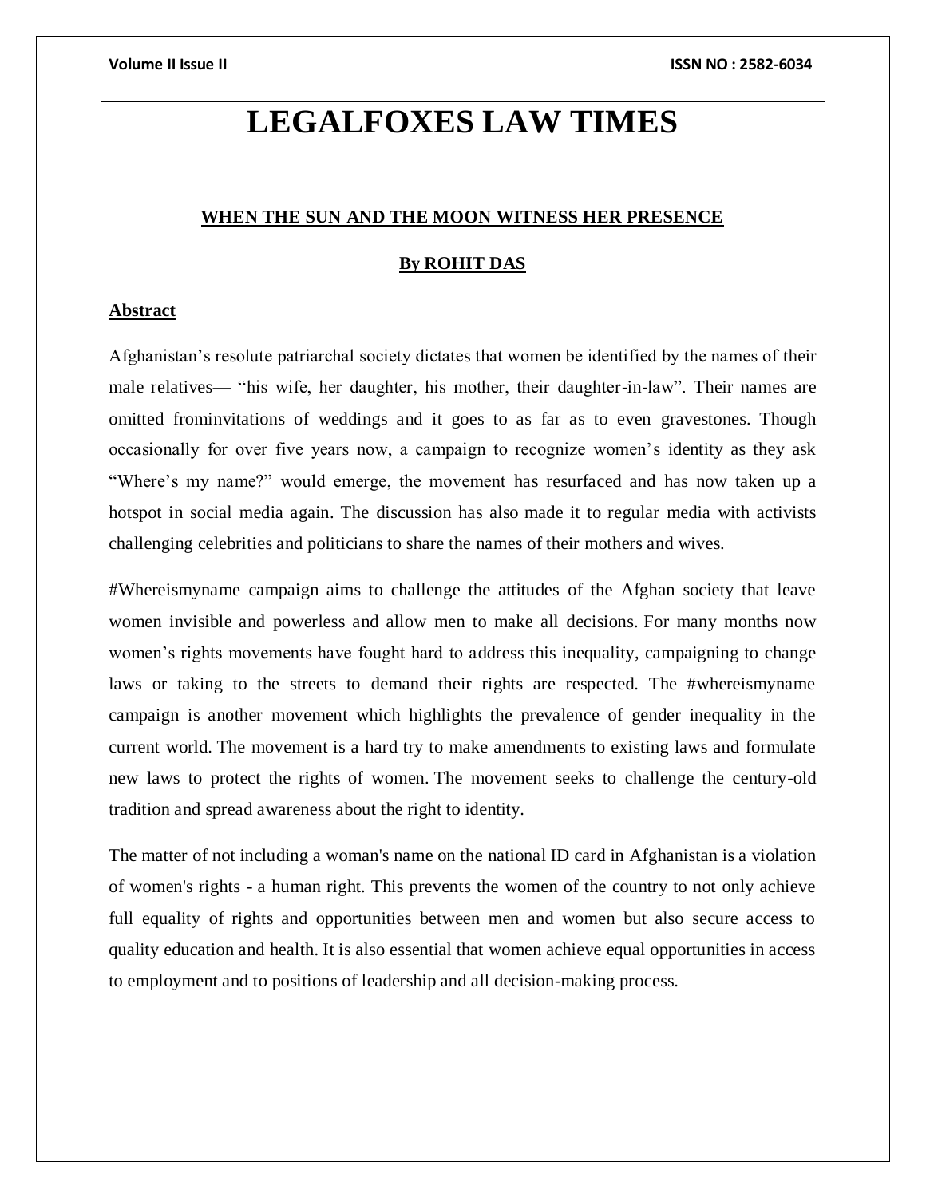# LEGALFOXES LAW TIMES

## WHEN THE SUN AND THE MOON WITNESS HER PRESENCE

### By ROHIT DAS

### Abstract

Afghanistan's resolute patriarchal society dictates that women be identified by the names of their male relatives— "his wife, her daughter, his mother, their daughter-in-law". Their names are omitted frominvitations of weddings and it goes to as far as to even gravestones. Though occasionally for over five years now, a campaign to recognize women's identity as they ask "Where's my name?" would emerge, the movement has resurfaced and has now taken up a hotspot in social media again. The discussion has also made it to regular media with activists challenging celebrities and politicians to share the names of their mothers and wives.

#Whereismyname campaign aims to challenge the attitudes of the Afghan society that leave women invisible and powerless and allow men to make all decisions. For many months now women's rights movements have fought hard to address this inequality, campaigning to change laws or taking to the streets to demand their rights are respected. The #whereismyname campaign is another movement which highlights the prevalence of gender inequality in the current world. The movement is a hard try to make amendments to existing laws and formulate new laws to protect the rights of women. The movement seeks to challenge the century-old tradition and spread awareness about the right to identity.

The matter of not including a woman's name on the national ID card in Afghanistan is a violation of women's rights - a human right. This prevents the women of the country to not only achieve full equality of rights and opportunities between men and women but also secure access to quality education and health. It is also essential that women achieve equal opportunities in access to employment and to positions of leadership and all decision-making process.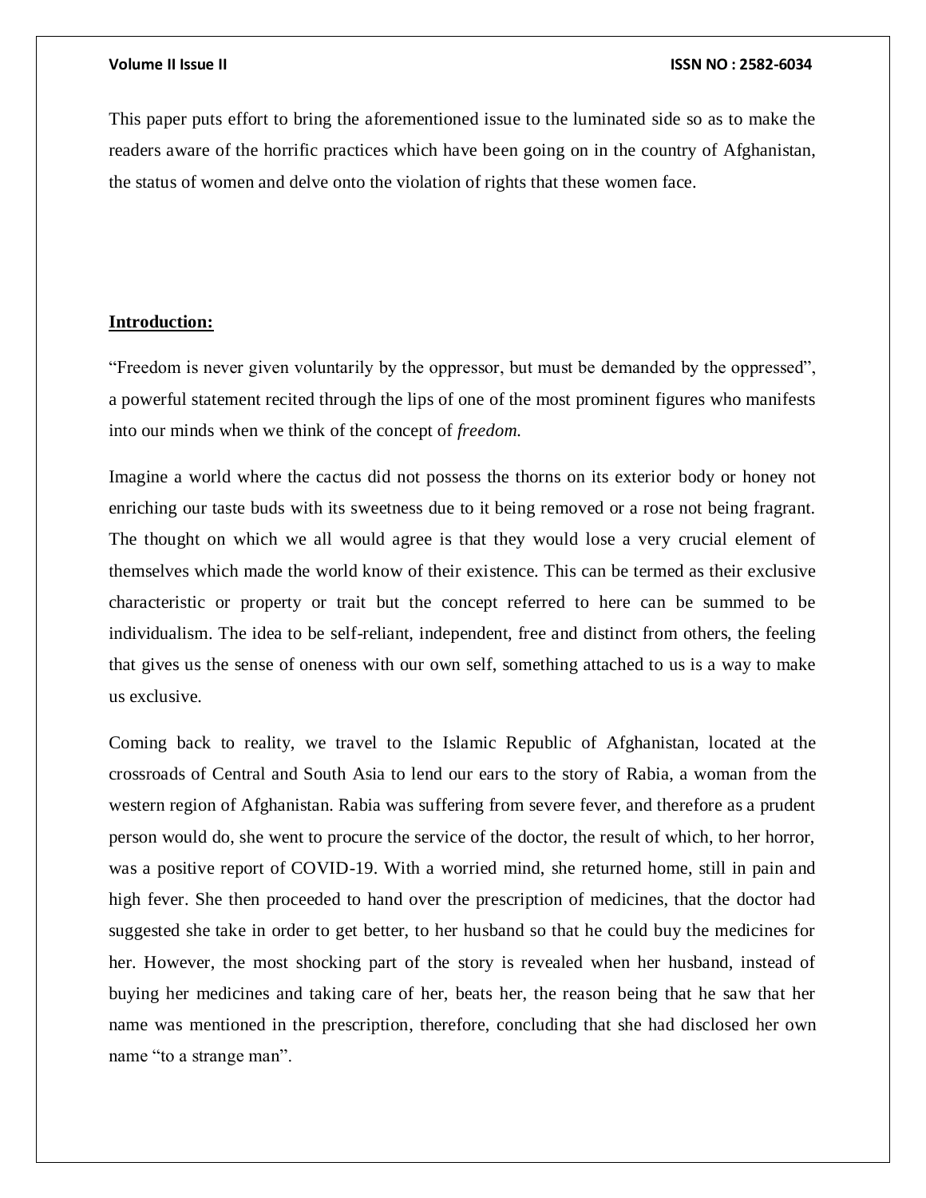This paper puts effort to bring the aforementioned issue to the luminated side so as to make the readers aware of the horrific practices which have been going on in the country of Afghanistan, the status of women and delve onto the violation of rights that these women face.

## **Introduction:**

"Freedom is never given voluntarily by the oppressor, but must be demanded by the oppressed", a powerful statement recited through the lips of one of the most prominent figures who manifests into our minds when we think of the concept of *freedom.*

Imagine a world where the cactus did not possess the thorns on its exterior body or honey not enriching our taste buds with its sweetness due to it being removed or a rose not being fragrant. The thought on which we all would agree is that they would lose a very crucial element of themselves which made the world know of their existence. This can be termed as their exclusive characteristic or property or trait but the concept referred to here can be summed to be individualism. The idea to be self-reliant, independent, free and distinct from others, the feeling that gives us the sense of oneness with our own self, something attached to us is a way to make us exclusive.

Coming back to reality, we travel to the Islamic Republic of Afghanistan, located at the crossroads of Central and South Asia to lend our ears to the story of Rabia, a woman from the western region of Afghanistan. Rabia was suffering from severe fever, and therefore as a prudent person would do, she went to procure the service of the doctor, the result of which, to her horror, was a positive report of COVID-19. With a worried mind, she returned home, still in pain and high fever. She then proceeded to hand over the prescription of medicines, that the doctor had suggested she take in order to get better, to her husband so that he could buy the medicines for her. However, the most shocking part of the story is revealed when her husband, instead of buying her medicines and taking care of her, beats her, the reason being that he saw that her name was mentioned in the prescription, therefore, concluding that she had disclosed her own name "to a strange man".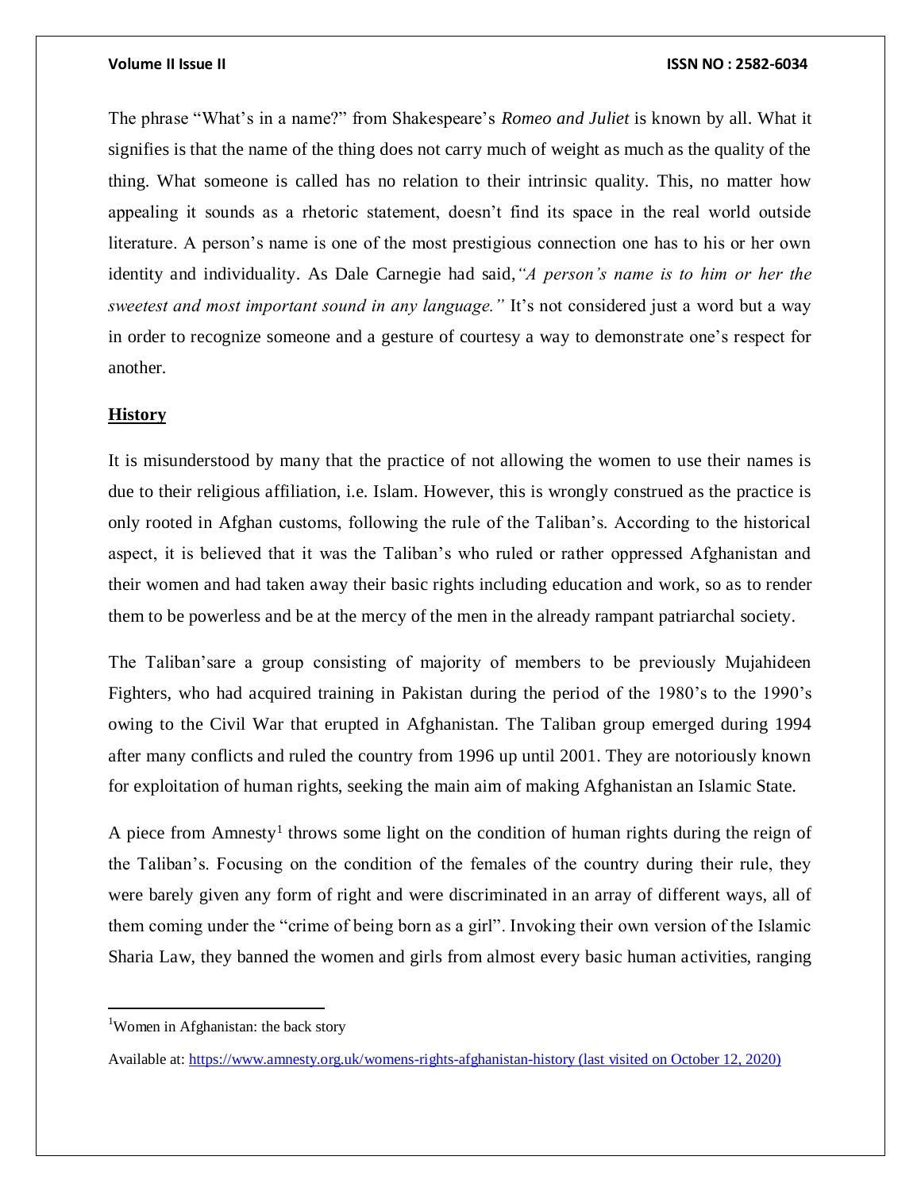The phrase "What's in a name?" from Shakespeare's *Romeo and Juliet* is known by all. What it signifies is that the name of the thing does not carry much of weight as much as the quality of the thing. What someone is called has no relation to their intrinsic quality. This, no matter how appealing it sounds as a rhetoric statement, doesn't find its space in the real world outside literature. A person's name is one of the most prestigious connection one has to his or her own identity and individuality. As Dale Carnegie had said,*"A person's name is to him or her the sweetest and most important sound in any language."* It's not considered just a word but a way in order to recognize someone and a gesture of courtesy a way to demonstrate one's respect for another.

## **History**

It is misunderstood by many that the practice of not allowing the women to use their names is due to their religious affiliation, i.e. Islam. However, this is wrongly construed as the practice is only rooted in Afghan customs, following the rule of the Taliban's. According to the historical aspect, it is believed that it was the Taliban's who ruled or rather oppressed Afghanistan and their women and had taken away their basic rights including education and work, so as to render them to be powerless and be at the mercy of the men in the already rampant patriarchal society.

The Taliban'sare a group consisting of majority of members to be previously Mujahideen Fighters, who had acquired training in Pakistan during the period of the 1980's to the 1990's owing to the Civil War that erupted in Afghanistan. The Taliban group emerged during 1994 after many conflicts and ruled the country from 1996 up until 2001. They are notoriously known for exploitation of human rights, seeking the main aim of making Afghanistan an Islamic State.

A piece from Amnesty[1] throws some light on the condition of human rights during the reign of the Taliban's. Focusing on the condition of the females of the country during their rule, they were barely given any form of right and were discriminated in an array of different ways, all of them coming under the "crime of being born as a girl". Invoking their own version of the Islamic Sharia Law, they banned the women and girls from almost every basic human activities, ranging

---

[1]Women in Afghanistan: the back story

Available at: https://www.amnesty.org.uk/womens-rights-afghanistan-history (last visited on October 12, 2020)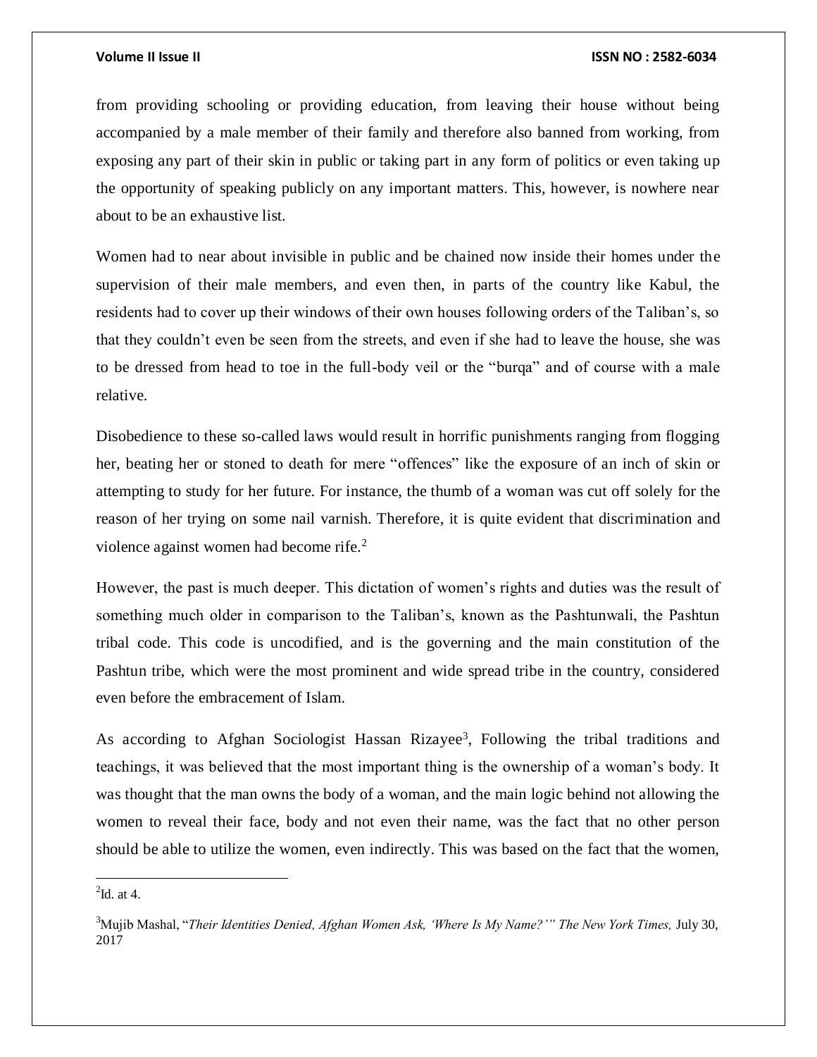from providing schooling or providing education, from leaving their house without being accompanied by a male member of their family and therefore also banned from working, from exposing any part of their skin in public or taking part in any form of politics or even taking up the opportunity of speaking publicly on any important matters. This, however, is nowhere near about to be an exhaustive list.

Women had to near about invisible in public and be chained now inside their homes under the supervision of their male members, and even then, in parts of the country like Kabul, the residents had to cover up their windows of their own houses following orders of the Taliban's, so that they couldn't even be seen from the streets, and even if she had to leave the house, she was to be dressed from head to toe in the full-body veil or the "burqa" and of course with a male relative.

Disobedience to these so-called laws would result in horrific punishments ranging from flogging her, beating her or stoned to death for mere "offences" like the exposure of an inch of skin or attempting to study for her future. For instance, the thumb of a woman was cut off solely for the reason of her trying on some nail varnish. Therefore, it is quite evident that discrimination and violence against women had become rife.[2]

However, the past is much deeper. This dictation of women's rights and duties was the result of something much older in comparison to the Taliban's, known as the Pashtunwali, the Pashtun tribal code. This code is uncodified, and is the governing and the main constitution of the Pashtun tribe, which were the most prominent and wide spread tribe in the country, considered even before the embracement of Islam.

As according to Afghan Sociologist Hassan Rizayee[3], Following the tribal traditions and teachings, it was believed that the most important thing is the ownership of a woman's body. It was thought that the man owns the body of a woman, and the main logic behind not allowing the women to reveal their face, body and not even their name, was the fact that no other person should be able to utilize the women, even indirectly. This was based on the fact that the women,

---

[2] Id. at 4.

[3] Mujib Mashal, "*Their Identities Denied, Afghan Women Ask, 'Where Is My Name?'" The New York Times,* July 30, 2017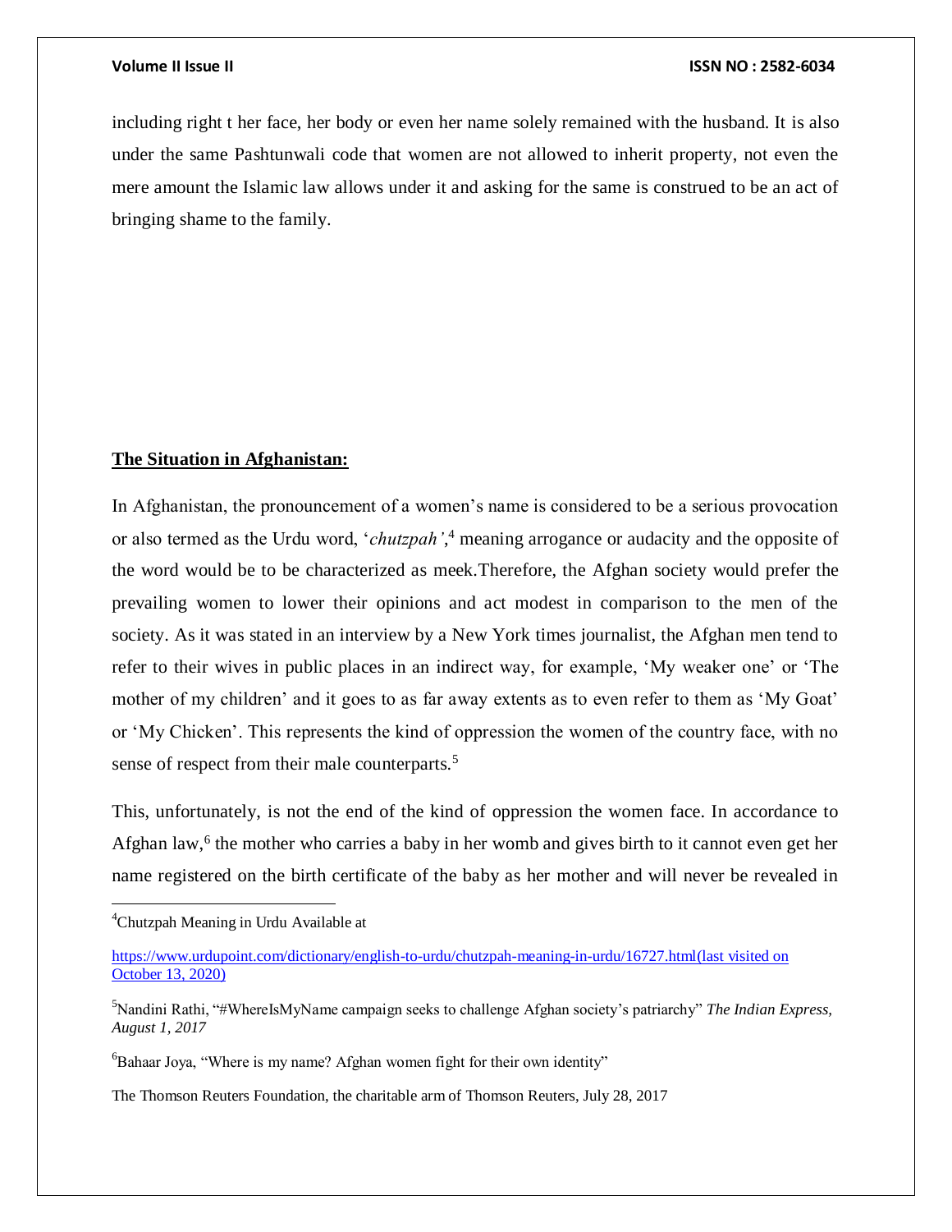including right t her face, her body or even her name solely remained with the husband. It is also under the same Pashtunwali code that women are not allowed to inherit property, not even the mere amount the Islamic law allows under it and asking for the same is construed to be an act of bringing shame to the family.

## **The Situation in Afghanistan:**

In Afghanistan, the pronouncement of a women's name is considered to be a serious provocation or also termed as the Urdu word, '*chutzpah'*,[4] meaning arrogance or audacity and the opposite of the word would be to be characterized as meek.Therefore, the Afghan society would prefer the prevailing women to lower their opinions and act modest in comparison to the men of the society. As it was stated in an interview by a New York times journalist, the Afghan men tend to refer to their wives in public places in an indirect way, for example, 'My weaker one' or 'The mother of my children' and it goes to as far away extents as to even refer to them as 'My Goat' or 'My Chicken'. This represents the kind of oppression the women of the country face, with no sense of respect from their male counterparts.[5]

This, unfortunately, is not the end of the kind of oppression the women face. In accordance to Afghan law,[6] the mother who carries a baby in her womb and gives birth to it cannot even get her name registered on the birth certificate of the baby as her mother and will never be revealed in

---

[4]Chutzpah Meaning in Urdu Available at

https://www.urdupoint.com/dictionary/english-to-urdu/chutzpah-meaning-in-urdu/16727.html(last visited on October 13, 2020)

[5]Nandini Rathi, "#WhereIsMyName campaign seeks to challenge Afghan society's patriarchy" *The Indian Express, August 1, 2017*

[6]Bahaar Joya, "Where is my name? Afghan women fight for their own identity"

The Thomson Reuters Foundation, the charitable arm of Thomson Reuters, July 28, 2017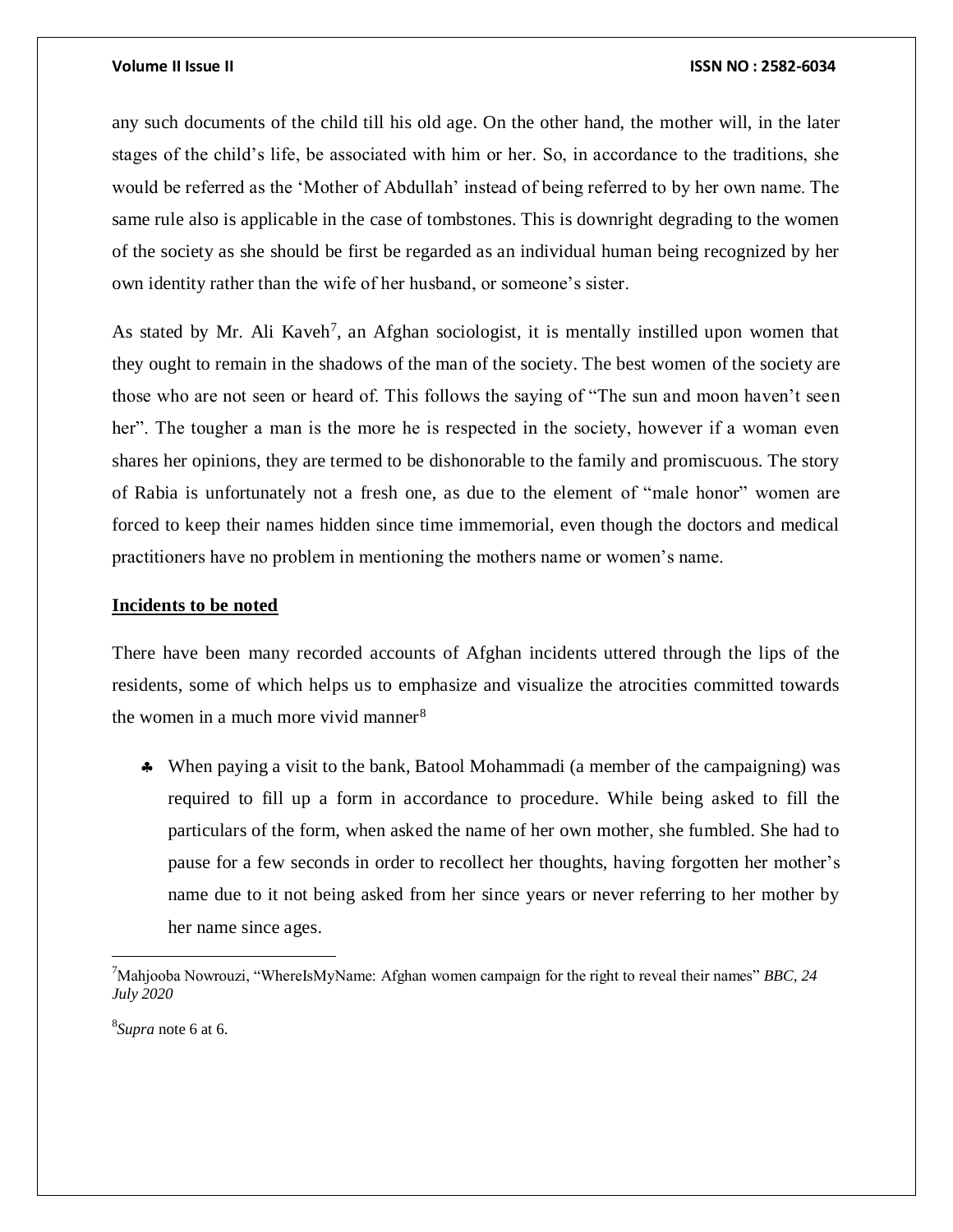any such documents of the child till his old age. On the other hand, the mother will, in the later stages of the child's life, be associated with him or her. So, in accordance to the traditions, she would be referred as the 'Mother of Abdullah' instead of being referred to by her own name. The same rule also is applicable in the case of tombstones. This is downright degrading to the women of the society as she should be first be regarded as an individual human being recognized by her own identity rather than the wife of her husband, or someone's sister.

As stated by Mr. Ali Kaveh[7], an Afghan sociologist, it is mentally instilled upon women that they ought to remain in the shadows of the man of the society. The best women of the society are those who are not seen or heard of. This follows the saying of "The sun and moon haven't seen her". The tougher a man is the more he is respected in the society, however if a woman even shares her opinions, they are termed to be dishonorable to the family and promiscuous. The story of Rabia is unfortunately not a fresh one, as due to the element of "male honor" women are forced to keep their names hidden since time immemorial, even though the doctors and medical practitioners have no problem in mentioning the mothers name or women's name.

**Incidents to be noted**

There have been many recorded accounts of Afghan incidents uttered through the lips of the residents, some of which helps us to emphasize and visualize the atrocities committed towards the women in a much more vivid manner[8]

- When paying a visit to the bank, Batool Mohammadi (a member of the campaigning) was required to fill up a form in accordance to procedure. While being asked to fill the particulars of the form, when asked the name of her own mother, she fumbled. She had to pause for a few seconds in order to recollect her thoughts, having forgotten her mother's name due to it not being asked from her since years or never referring to her mother by her name since ages.

---

[7] Mahjooba Nowrouzi, "WhereIsMyName: Afghan women campaign for the right to reveal their names" *BBC, 24 July 2020*

[8] *Supra* note 6 at 6.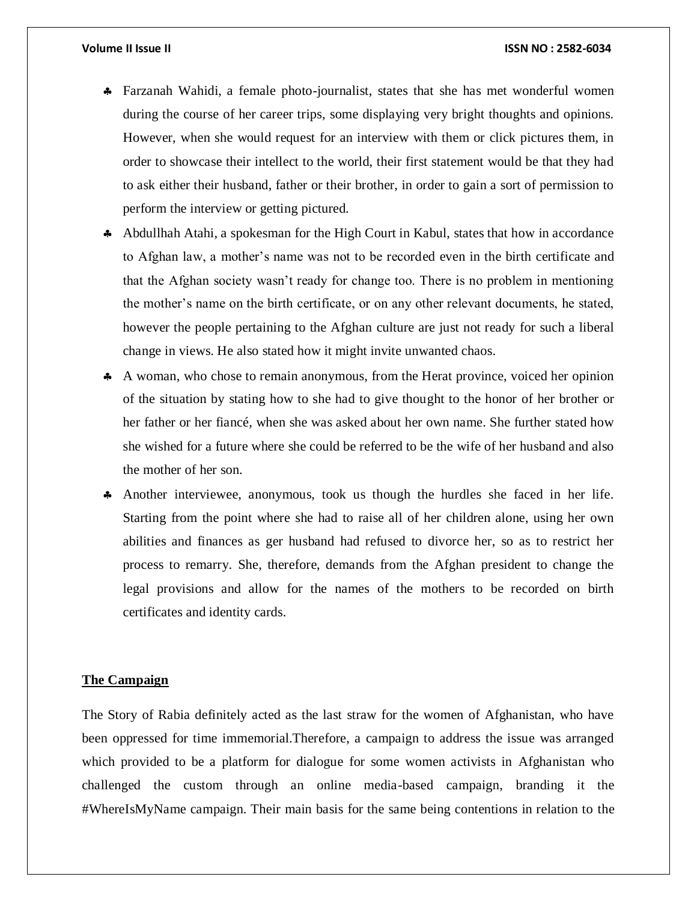- Farzanah Wahidi, a female photo-journalist, states that she has met wonderful women during the course of her career trips, some displaying very bright thoughts and opinions. However, when she would request for an interview with them or click pictures them, in order to showcase their intellect to the world, their first statement would be that they had to ask either their husband, father or their brother, in order to gain a sort of permission to perform the interview or getting pictured.
- Abdullhah Atahi, a spokesman for the High Court in Kabul, states that how in accordance to Afghan law, a mother's name was not to be recorded even in the birth certificate and that the Afghan society wasn't ready for change too. There is no problem in mentioning the mother's name on the birth certificate, or on any other relevant documents, he stated, however the people pertaining to the Afghan culture are just not ready for such a liberal change in views. He also stated how it might invite unwanted chaos.
- A woman, who chose to remain anonymous, from the Herat province, voiced her opinion of the situation by stating how to she had to give thought to the honor of her brother or her father or her fiancé, when she was asked about her own name. She further stated how she wished for a future where she could be referred to be the wife of her husband and also the mother of her son.
- Another interviewee, anonymous, took us though the hurdles she faced in her life. Starting from the point where she had to raise all of her children alone, using her own abilities and finances as ger husband had refused to divorce her, so as to restrict her process to remarry. She, therefore, demands from the Afghan president to change the legal provisions and allow for the names of the mothers to be recorded on birth certificates and identity cards.

## The Campaign

The Story of Rabia definitely acted as the last straw for the women of Afghanistan, who have been oppressed for time immemorial.Therefore, a campaign to address the issue was arranged which provided to be a platform for dialogue for some women activists in Afghanistan who challenged the custom through an online media-based campaign, branding it the #WhereIsMyName campaign. Their main basis for the same being contentions in relation to the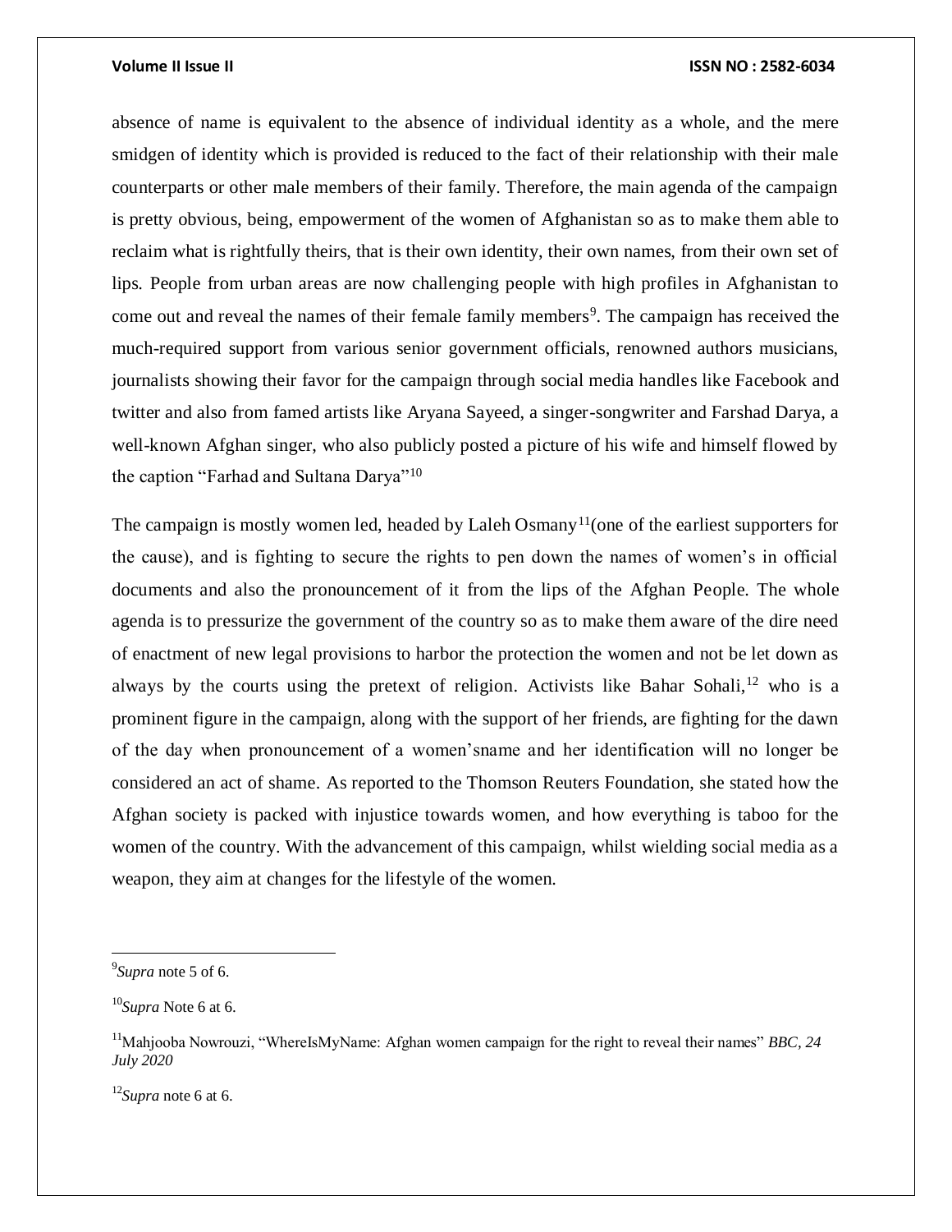absence of name is equivalent to the absence of individual identity as a whole, and the mere smidgen of identity which is provided is reduced to the fact of their relationship with their male counterparts or other male members of their family. Therefore, the main agenda of the campaign is pretty obvious, being, empowerment of the women of Afghanistan so as to make them able to reclaim what is rightfully theirs, that is their own identity, their own names, from their own set of lips. People from urban areas are now challenging people with high profiles in Afghanistan to come out and reveal the names of their female family members[9]. The campaign has received the much-required support from various senior government officials, renowned authors musicians, journalists showing their favor for the campaign through social media handles like Facebook and twitter and also from famed artists like Aryana Sayeed, a singer-songwriter and Farshad Darya, a well-known Afghan singer, who also publicly posted a picture of his wife and himself flowed by the caption "Farhad and Sultana Darya"[10]

The campaign is mostly women led, headed by Laleh Osmany[11](one of the earliest supporters for the cause), and is fighting to secure the rights to pen down the names of women's in official documents and also the pronouncement of it from the lips of the Afghan People. The whole agenda is to pressurize the government of the country so as to make them aware of the dire need of enactment of new legal provisions to harbor the protection the women and not be let down as always by the courts using the pretext of religion. Activists like Bahar Sohali,[12] who is a prominent figure in the campaign, along with the support of her friends, are fighting for the dawn of the day when pronouncement of a women'sname and her identification will no longer be considered an act of shame. As reported to the Thomson Reuters Foundation, she stated how the Afghan society is packed with injustice towards women, and how everything is taboo for the women of the country. With the advancement of this campaign, whilst wielding social media as a weapon, they aim at changes for the lifestyle of the women.

---

[9] *Supra* note 5 of 6.

[10] *Supra* Note 6 at 6.

[11] Mahjooba Nowrouzi, "WhereIsMyName: Afghan women campaign for the right to reveal their names" *BBC, 24 July 2020*

[12] *Supra* note 6 at 6.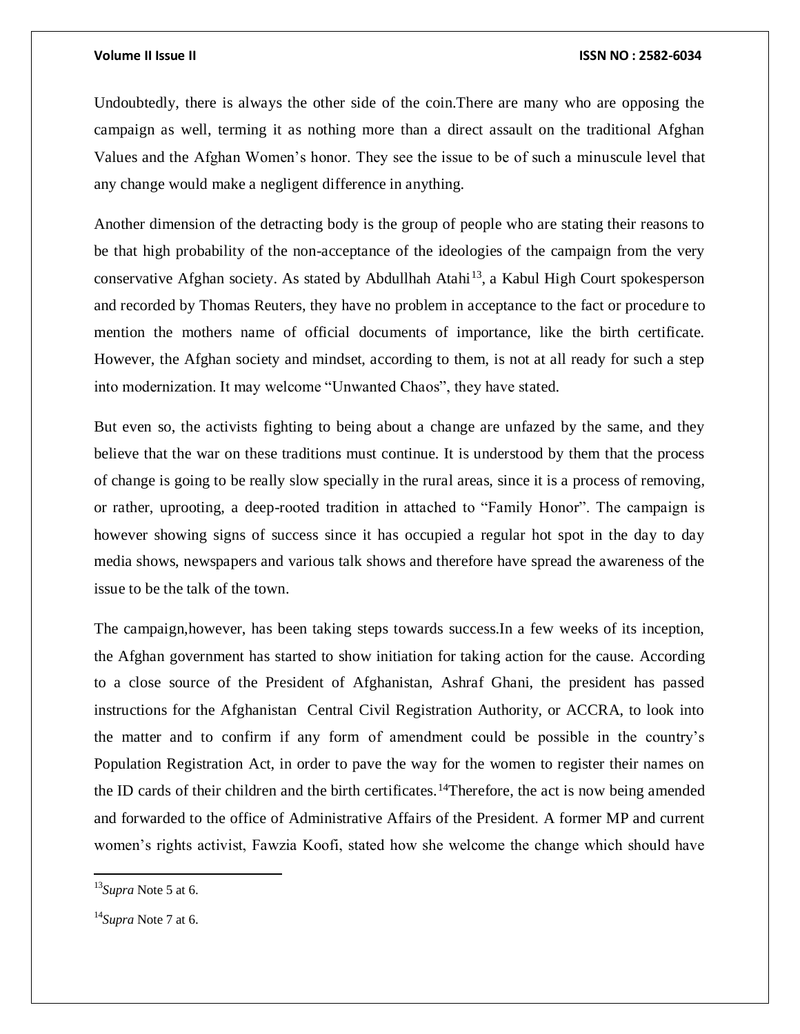Undoubtedly, there is always the other side of the coin.There are many who are opposing the campaign as well, terming it as nothing more than a direct assault on the traditional Afghan Values and the Afghan Women's honor. They see the issue to be of such a minuscule level that any change would make a negligent difference in anything.

Another dimension of the detracting body is the group of people who are stating their reasons to be that high probability of the non-acceptance of the ideologies of the campaign from the very conservative Afghan society. As stated by Abdullhah Atahi[13], a Kabul High Court spokesperson and recorded by Thomas Reuters, they have no problem in acceptance to the fact or procedure to mention the mothers name of official documents of importance, like the birth certificate. However, the Afghan society and mindset, according to them, is not at all ready for such a step into modernization. It may welcome "Unwanted Chaos", they have stated.

But even so, the activists fighting to being about a change are unfazed by the same, and they believe that the war on these traditions must continue. It is understood by them that the process of change is going to be really slow specially in the rural areas, since it is a process of removing, or rather, uprooting, a deep-rooted tradition in attached to "Family Honor". The campaign is however showing signs of success since it has occupied a regular hot spot in the day to day media shows, newspapers and various talk shows and therefore have spread the awareness of the issue to be the talk of the town.

The campaign,however, has been taking steps towards success.In a few weeks of its inception, the Afghan government has started to show initiation for taking action for the cause. According to a close source of the President of Afghanistan, Ashraf Ghani, the president has passed instructions for the Afghanistan Central Civil Registration Authority, or ACCRA, to look into the matter and to confirm if any form of amendment could be possible in the country's Population Registration Act, in order to pave the way for the women to register their names on the ID cards of their children and the birth certificates.[14]Therefore, the act is now being amended and forwarded to the office of Administrative Affairs of the President. A former MP and current women's rights activist, Fawzia Koofi, stated how she welcome the change which should have

---

[13] *Supra* Note 5 at 6.

[14] *Supra* Note 7 at 6.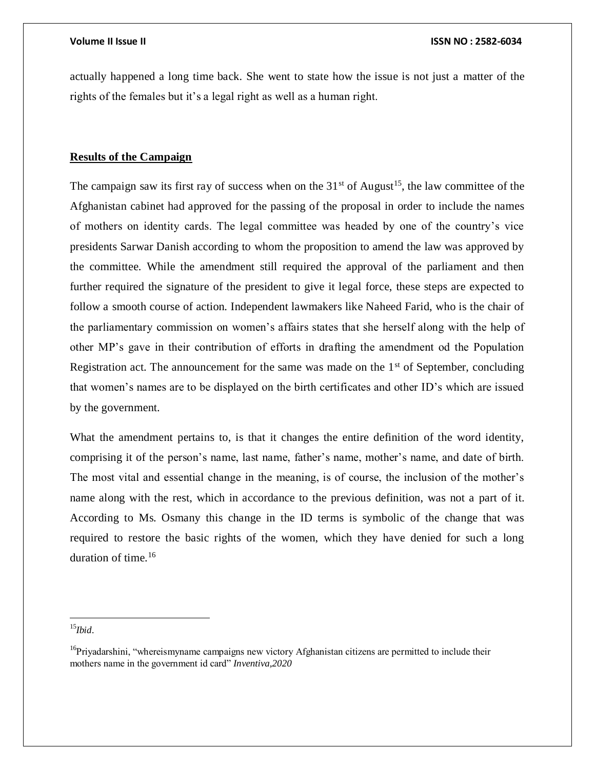actually happened a long time back. She went to state how the issue is not just a matter of the rights of the females but it's a legal right as well as a human right.

**Results of the Campaign**

The campaign saw its first ray of success when on the 31st of August[15], the law committee of the Afghanistan cabinet had approved for the passing of the proposal in order to include the names of mothers on identity cards. The legal committee was headed by one of the country's vice presidents Sarwar Danish according to whom the proposition to amend the law was approved by the committee. While the amendment still required the approval of the parliament and then further required the signature of the president to give it legal force, these steps are expected to follow a smooth course of action. Independent lawmakers like Naheed Farid, who is the chair of the parliamentary commission on women's affairs states that she herself along with the help of other MP's gave in their contribution of efforts in drafting the amendment od the Population Registration act. The announcement for the same was made on the 1st of September, concluding that women's names are to be displayed on the birth certificates and other ID's which are issued by the government.

What the amendment pertains to, is that it changes the entire definition of the word identity, comprising it of the person's name, last name, father's name, mother's name, and date of birth. The most vital and essential change in the meaning, is of course, the inclusion of the mother's name along with the rest, which in accordance to the previous definition, was not a part of it. According to Ms. Osmany this change in the ID terms is symbolic of the change that was required to restore the basic rights of the women, which they have denied for such a long duration of time.[16]

---

[15] *Ibid*.

[16] Priyadarshini, "whereismyname campaigns new victory Afghanistan citizens are permitted to include their mothers name in the government id card" *Inventiva,2020*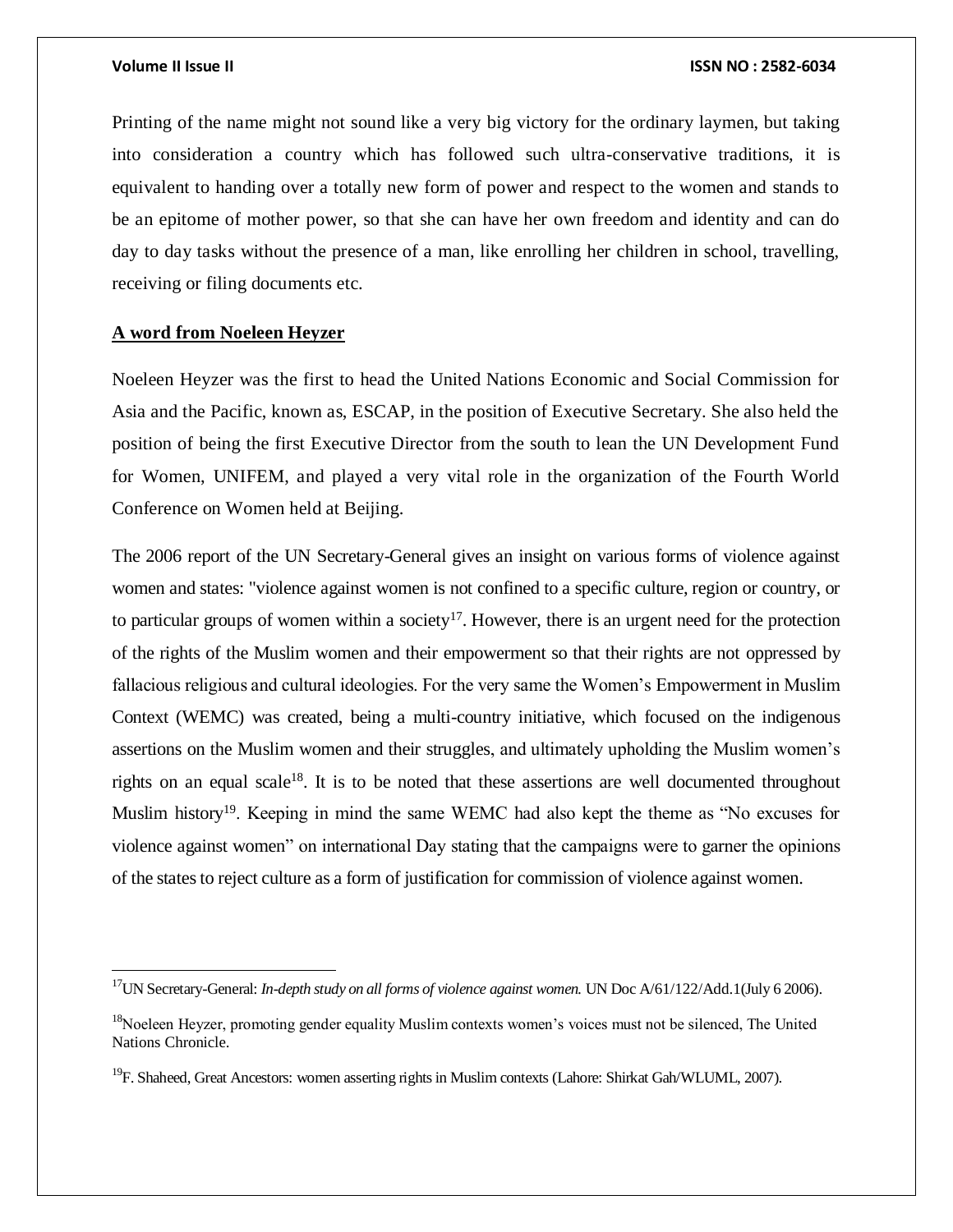Printing of the name might not sound like a very big victory for the ordinary laymen, but taking into consideration a country which has followed such ultra-conservative traditions, it is equivalent to handing over a totally new form of power and respect to the women and stands to be an epitome of mother power, so that she can have her own freedom and identity and can do day to day tasks without the presence of a man, like enrolling her children in school, travelling, receiving or filing documents etc.

## A word from Noeleen Heyzer

Noeleen Heyzer was the first to head the United Nations Economic and Social Commission for Asia and the Pacific, known as, ESCAP, in the position of Executive Secretary. She also held the position of being the first Executive Director from the south to lean the UN Development Fund for Women, UNIFEM, and played a very vital role in the organization of the Fourth World Conference on Women held at Beijing.

The 2006 report of the UN Secretary-General gives an insight on various forms of violence against women and states: "violence against women is not confined to a specific culture, region or country, or to particular groups of women within a society[17]. However, there is an urgent need for the protection of the rights of the Muslim women and their empowerment so that their rights are not oppressed by fallacious religious and cultural ideologies. For the very same the Women's Empowerment in Muslim Context (WEMC) was created, being a multi-country initiative, which focused on the indigenous assertions on the Muslim women and their struggles, and ultimately upholding the Muslim women's rights on an equal scale[18]. It is to be noted that these assertions are well documented throughout Muslim history[19]. Keeping in mind the same WEMC had also kept the theme as "No excuses for violence against women" on international Day stating that the campaigns were to garner the opinions of the states to reject culture as a form of justification for commission of violence against women.

---

[17] UN Secretary-General: *In-depth study on all forms of violence against women.* UN Doc A/61/122/Add.1(July 6 2006).

[18] Noeleen Heyzer, promoting gender equality Muslim contexts women's voices must not be silenced, The United Nations Chronicle.

[19] F. Shaheed, Great Ancestors: women asserting rights in Muslim contexts (Lahore: Shirkat Gah/WLUML, 2007).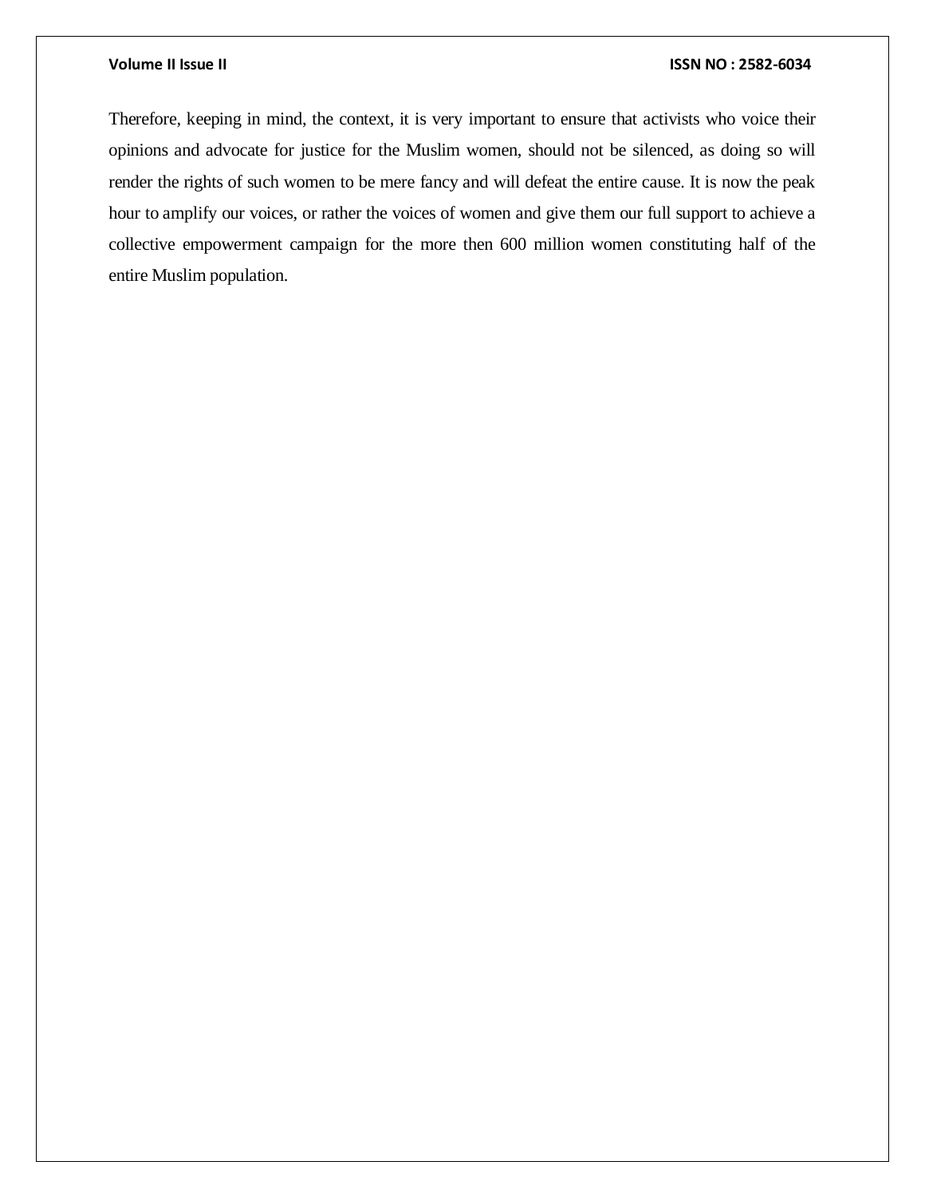Therefore, keeping in mind, the context, it is very important to ensure that activists who voice their opinions and advocate for justice for the Muslim women, should not be silenced, as doing so will render the rights of such women to be mere fancy and will defeat the entire cause. It is now the peak hour to amplify our voices, or rather the voices of women and give them our full support to achieve a collective empowerment campaign for the more then 600 million women constituting half of the entire Muslim population.